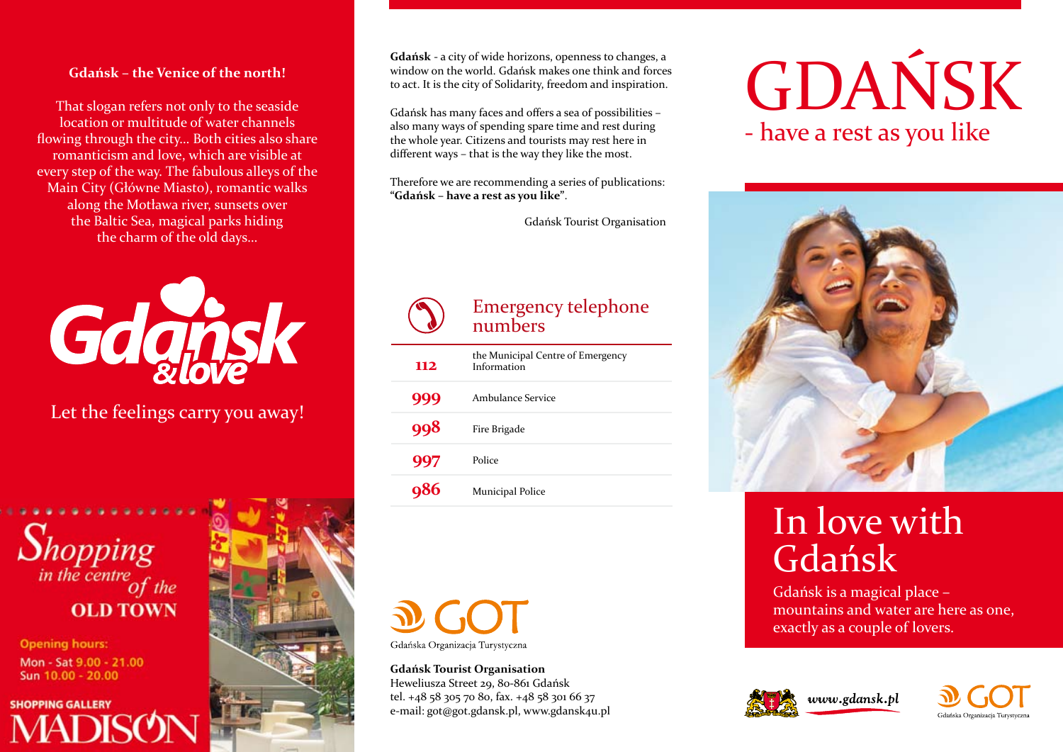**Gdańsk – the Venice of the north!**

That slogan refers not only to the seaside location or multitude of water channels flowing through the city... Both cities also share romanticism and love, which are visible at every step of the way. The fabulous alleys of the Main City (Główne Miasto), romantic walks along the Motława river, sunsets over the Baltic Sea, magical parks hiding the charm of the old days...

Gdańsk & love

Let the feelings carry you away!

*Shopping in the centre of the* **OLD TOWN**

Opening hours:
Mon - Sat 9.00 - 21.00
Sun 10.00 - 20.00

SHOPPING GALLERY
MADISON

**Gdańsk** - a city of wide horizons, openness to changes, a window on the world. Gdańsk makes one think and forces to act. It is the city of Solidarity, freedom and inspiration.

Gdańsk has many faces and offers a sea of possibilities – also many ways of spending spare time and rest during the whole year. Citizens and tourists may rest here in different ways – that is the way they like the most.

Therefore we are recommending a series of publications: **"Gdańsk – have a rest as you like"**.

Gdańsk Tourist Organisation

## Emergency telephone numbers

| | |
|---|---|
| 112 | the Municipal Centre of Emergency Information |
| 999 | Ambulance Service |
| 998 | Fire Brigade |
| 997 | Police |
| 986 | Municipal Police |

GOT
Gdańska Organizacja Turystyczna

**Gdańsk Tourist Organisation**
Heweliusza Street 29, 80-861 Gdańsk
tel. +48 58 305 70 80, fax. +48 58 301 66 37
e-mail: got@got.gdansk.pl, www.gdansk4u.pl

# GDAŃSK
## - have a rest as you like

## In love with Gdańsk

Gdańsk is a magical place – mountains and water are here as one, exactly as a couple of lovers.

www.gdansk.pl

GOT
Gdańska Organizacja Turystyczna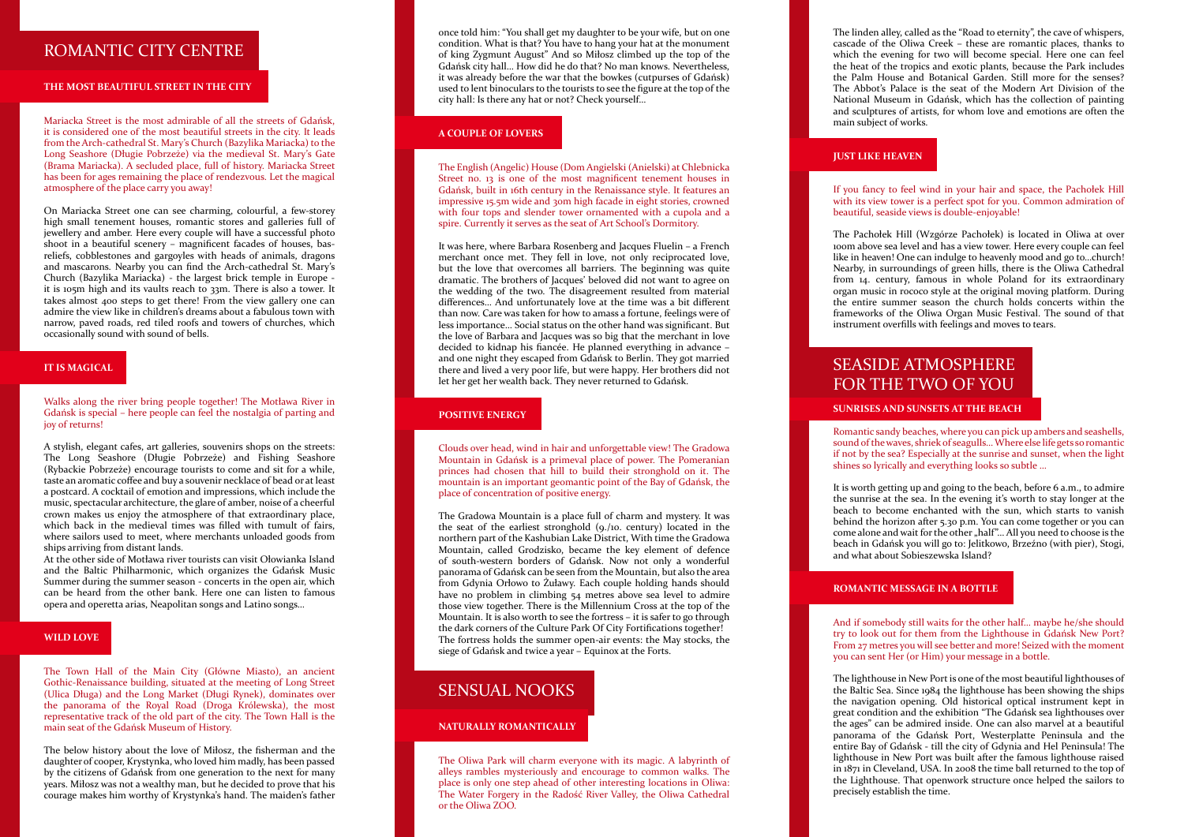# ROMANTIC CITY CENTRE

## THE MOST BEAUTIFUL STREET IN THE CITY

Mariacka Street is the most admirable of all the streets of Gdańsk, it is considered one of the most beautiful streets in the city. It leads from the Arch-cathedral St. Mary's Church (Bazylika Mariacka) to the Long Seashore (Długie Pobrzeże) via the medieval St. Mary's Gate (Brama Mariacka). A secluded place, full of history. Mariacka Street has been for ages remaining the place of rendezvous. Let the magical atmosphere of the place carry you away!

On Mariacka Street one can see charming, colourful, a few-storey high small tenement houses, romantic stores and galleries full of jewellery and amber. Here every couple will have a successful photo shoot in a beautiful scenery – magnificent facades of houses, bas-reliefs, cobblestones and gargoyles with heads of animals, dragons and mascarons. Nearby you can find the Arch-cathedral St. Mary's Church (Bazylika Mariacka) - the largest brick temple in Europe - it is 105m high and its vaults reach to 33m. There is also a tower. It takes almost 400 steps to get there! From the view gallery one can admire the view like in children's dreams about a fabulous town with narrow, paved roads, red tiled roofs and towers of churches, which occasionally sound with sound of bells.

## IT IS MAGICAL

Walks along the river bring people together! The Motława River in Gdańsk is special – here people can feel the nostalgia of parting and joy of returns!

A stylish, elegant cafes, art galleries, souvenirs shops on the streets: The Long Seashore (Długie Pobrzeże) and Fishing Seashore (Rybackie Pobrzeże) encourage tourists to come and sit for a while, taste an aromatic coffee and buy a souvenir necklace of bead or at least a postcard. A cocktail of emotion and impressions, which include the music, spectacular architecture, the glare of amber, noise of a cheerful crown makes us enjoy the atmosphere of that extraordinary place, which back in the medieval times was filled with tumult of fairs, where sailors used to meet, where merchants unloaded goods from ships arriving from distant lands.
At the other side of Motława river tourists can visit Ołowianka Island and the Baltic Philharmonic, which organizes the Gdańsk Music Summer during the summer season - concerts in the open air, which can be heard from the other bank. Here one can listen to famous opera and operetta arias, Neapolitan songs and Latino songs...

## WILD LOVE

The Town Hall of the Main City (Główne Miasto), an ancient Gothic-Renaissance building, situated at the meeting of Long Street (Ulica Długa) and the Long Market (Długi Rynek), dominates over the panorama of the Royal Road (Droga Królewska), the most representative track of the old part of the city. The Town Hall is the main seat of the Gdańsk Museum of History.

The below history about the love of Miłosz, the fisherman and the daughter of cooper, Krystynka, who loved him madly, has been passed by the citizens of Gdańsk from one generation to the next for many years. Miłosz was not a wealthy man, but he decided to prove that his courage makes him worthy of Krystynka's hand. The maiden's father once told him: "You shall get my daughter to be your wife, but on one condition. What is that? You have to hang your hat at the monument of king Zygmunt August" And so Miłosz climbed up the top of the Gdańsk city hall... How did he do that? No man knows. Nevertheless, it was already before the war that the bowkes (cutpurses of Gdańsk) used to lent binoculars to the tourists to see the figure at the top of the city hall: Is there any hat or not? Check yourself...

## A COUPLE OF LOVERS

The English (Angelic) House (Dom Angielski (Anielski) at Chlebnicka Street no. 13 is one of the most magnificent tenement houses in Gdańsk, built in 16th century in the Renaissance style. It features an impressive 15.5m wide and 30m high facade in eight stories, crowned with four tops and slender tower ornamented with a cupola and a spire. Currently it serves as the seat of Art School's Dormitory.

It was here, where Barbara Rosenberg and Jacques Fluelin – a French merchant once met. They fell in love, not only reciprocated love, but the love that overcomes all barriers. The beginning was quite dramatic. The brothers of Jacques' beloved did not want to agree on the wedding of the two. The disagreement resulted from material differences... And unfortunately love at the time was a bit different than now. Care was taken for how to amass a fortune, feelings were of less importance... Social status on the other hand was significant. But the love of Barbara and Jacques was so big that the merchant in love decided to kidnap his fiancée. He planned everything in advance – and one night they escaped from Gdańsk to Berlin. They got married there and lived a very poor life, but were happy. Her brothers did not let her get her wealth back. They never returned to Gdańsk.

## POSITIVE ENERGY

Clouds over head, wind in hair and unforgettable view! The Gradowa Mountain in Gdańsk is a primeval place of power. The Pomeranian princes had chosen that hill to build their stronghold on it. The mountain is an important geomantic point of the Bay of Gdańsk, the place of concentration of positive energy.

The Gradowa Mountain is a place full of charm and mystery. It was the seat of the earliest stronghold (9./10. century) located in the northern part of the Kashubian Lake District, With time the Gradowa Mountain, called Grodzisko, became the key element of defence of south-western borders of Gdańsk. Now not only a wonderful panorama of Gdańsk can be seen from the Mountain, but also the area from Gdynia Orłowo to Żuławy. Each couple holding hands should have no problem in climbing 54 metres above sea level to admire those view together. There is the Millennium Cross at the top of the Mountain. It is also worth to see the fortress – it is safer to go through the dark corners of the Culture Park Of City Fortifications together! The fortress holds the summer open-air events: the May stocks, the siege of Gdańsk and twice a year – Equinox at the Forts.

# SENSUAL NOOKS

## NATURALLY ROMANTICALLY

The Oliwa Park will charm everyone with its magic. A labyrinth of alleys rambles mysteriously and encourage to common walks. The place is only one step ahead of other interesting locations in Oliwa: The Water Forgery in the Radość River Valley, the Oliwa Cathedral or the Oliwa ZOO.

The linden alley, called as the "Road to eternity", the cave of whispers, cascade of the Oliwa Creek – these are romantic places, thanks to which the evening for two will become special. Here one can feel the heat of the tropics and exotic plants, because the Park includes the Palm House and Botanical Garden. Still more for the senses? The Abbot's Palace is the seat of the Modern Art Division of the National Museum in Gdańsk, which has the collection of painting and sculptures of artists, for whom love and emotions are often the main subject of works.

## JUST LIKE HEAVEN

If you fancy to feel wind in your hair and space, the Pachołek Hill with its view tower is a perfect spot for you. Common admiration of beautiful, seaside views is double-enjoyable!

The Pachołek Hill (Wzgórze Pachołek) is located in Oliwa at over 100m above sea level and has a view tower. Here every couple can feel like in heaven! One can indulge to heavenly mood and go to...church! Nearby, in surroundings of green hills, there is the Oliwa Cathedral from 14. century, famous in whole Poland for its extraordinary organ music in rococo style at the original moving platform. During the entire summer season the church holds concerts within the frameworks of the Oliwa Organ Music Festival. The sound of that instrument overfills with feelings and moves to tears.

# SEASIDE ATMOSPHERE FOR THE TWO OF YOU

## SUNRISES AND SUNSETS AT THE BEACH

Romantic sandy beaches, where you can pick up ambers and seashells, sound of the waves, shriek of seagulls... Where else life gets so romantic if not by the sea? Especially at the sunrise and sunset, when the light shines so lyrically and everything looks so subtle ...

It is worth getting up and going to the beach, before 6 a.m., to admire the sunrise at the sea. In the evening it's worth to stay longer at the beach to become enchanted with the sun, which starts to vanish behind the horizon after 5.30 p.m. You can come together or you can come alone and wait for the other „half"... All you need to choose is the beach in Gdańsk you will go to: Jelitkowo, Brzeźno (with pier), Stogi, and what about Sobieszewska Island?

## ROMANTIC MESSAGE IN A BOTTLE

And if somebody still waits for the other half... maybe he/she should try to look out for them from the Lighthouse in Gdańsk New Port? From 27 metres you will see better and more! Seized with the moment you can sent Her (or Him) your message in a bottle.

The lighthouse in New Port is one of the most beautiful lighthouses of the Baltic Sea. Since 1984 the lighthouse has been showing the ships the navigation opening. Old historical optical instrument kept in great condition and the exhibition "The Gdańsk sea lighthouses over the ages" can be admired inside. One can also marvel at a beautiful panorama of the Gdańsk Port, Westerplatte Peninsula and the entire Bay of Gdańsk - till the city of Gdynia and Hel Peninsula! The lighthouse in New Port was built after the famous lighthouse raised in 1871 in Cleveland, USA. In 2008 the time ball returned to the top of the Lighthouse. That openwork structure once helped the sailors to precisely establish the time.